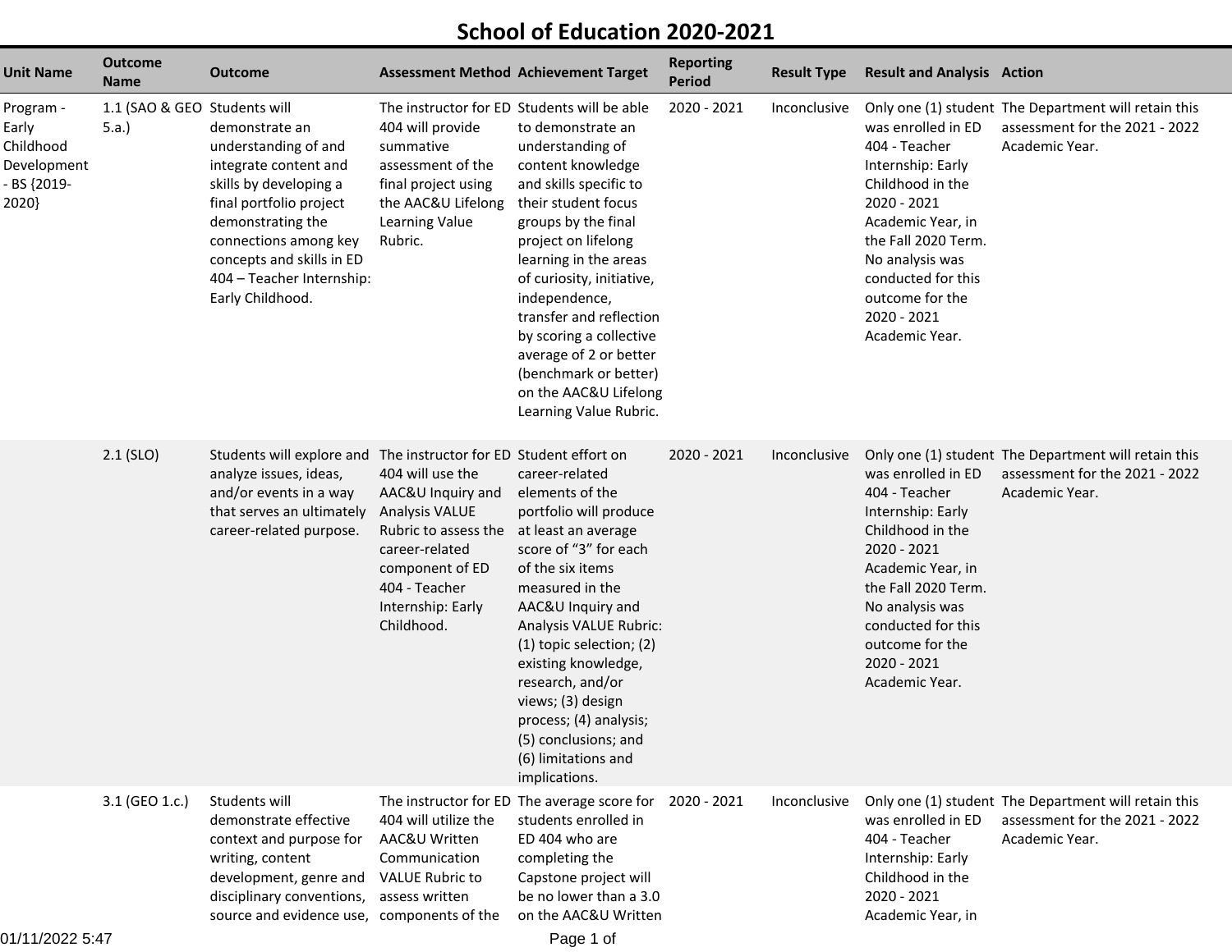# School of Education 2020-2021

| Unit Name | Outcome Name | Outcome | Assessment Method | Achievement Target | Reporting Period | Result Type | Result and Analysis | Action |
|---|---|---|---|---|---|---|---|---|
| Program - Early Childhood Development - BS {2019-2020} | 1.1 (SAO & GEO 5.a.) | Students will demonstrate an understanding of and integrate content and skills by developing a final portfolio project demonstrating the connections among key concepts and skills in ED 404 – Teacher Internship: Early Childhood. | The instructor for ED 404 will provide summative assessment of the final project using the AAC&U Lifelong Learning Value Rubric. | Students will be able to demonstrate an understanding of content knowledge and skills specific to their student focus groups by the final project on lifelong learning in the areas of curiosity, initiative, independence, transfer and reflection by scoring a collective average of 2 or better (benchmark or better) on the AAC&U Lifelong Learning Value Rubric. | 2020 - 2021 | Inconclusive | Only one (1) student was enrolled in ED 404 - Teacher Internship: Early Childhood in the 2020 - 2021 Academic Year, in the Fall 2020 Term. No analysis was conducted for this outcome for the 2020 - 2021 Academic Year. | The Department will retain this assessment for the 2021 - 2022 Academic Year. |
| | 2.1 (SLO) | Students will explore and analyze issues, ideas, and/or events in a way that serves an ultimately career-related purpose. | The instructor for ED 404 will use the AAC&U Inquiry and Analysis VALUE Rubric to assess the career-related component of ED 404 - Teacher Internship: Early Childhood. | Student effort on career-related elements of the portfolio will produce at least an average score of "3" for each of the six items measured in the AAC&U Inquiry and Analysis VALUE Rubric: (1) topic selection; (2) existing knowledge, research, and/or views; (3) design process; (4) analysis; (5) conclusions; and (6) limitations and implications. | 2020 - 2021 | Inconclusive | Only one (1) student was enrolled in ED 404 - Teacher Internship: Early Childhood in the 2020 - 2021 Academic Year, in the Fall 2020 Term. No analysis was conducted for this outcome for the 2020 - 2021 Academic Year. | The Department will retain this assessment for the 2021 - 2022 Academic Year. |
| | 3.1 (GEO 1.c.) | Students will demonstrate effective context and purpose for writing, content development, genre and disciplinary conventions, source and evidence use, | The instructor for ED 404 will utilize the AAC&U Written Communication VALUE Rubric to assess written components of the | The average score for students enrolled in ED 404 who are completing the Capstone project will be no lower than a 3.0 on the AAC&U Written | 2020 - 2021 | Inconclusive | Only one (1) student was enrolled in ED 404 - Teacher Internship: Early Childhood in the 2020 - 2021 Academic Year, in | The Department will retain this assessment for the 2021 - 2022 Academic Year. |

01/11/2022 5:47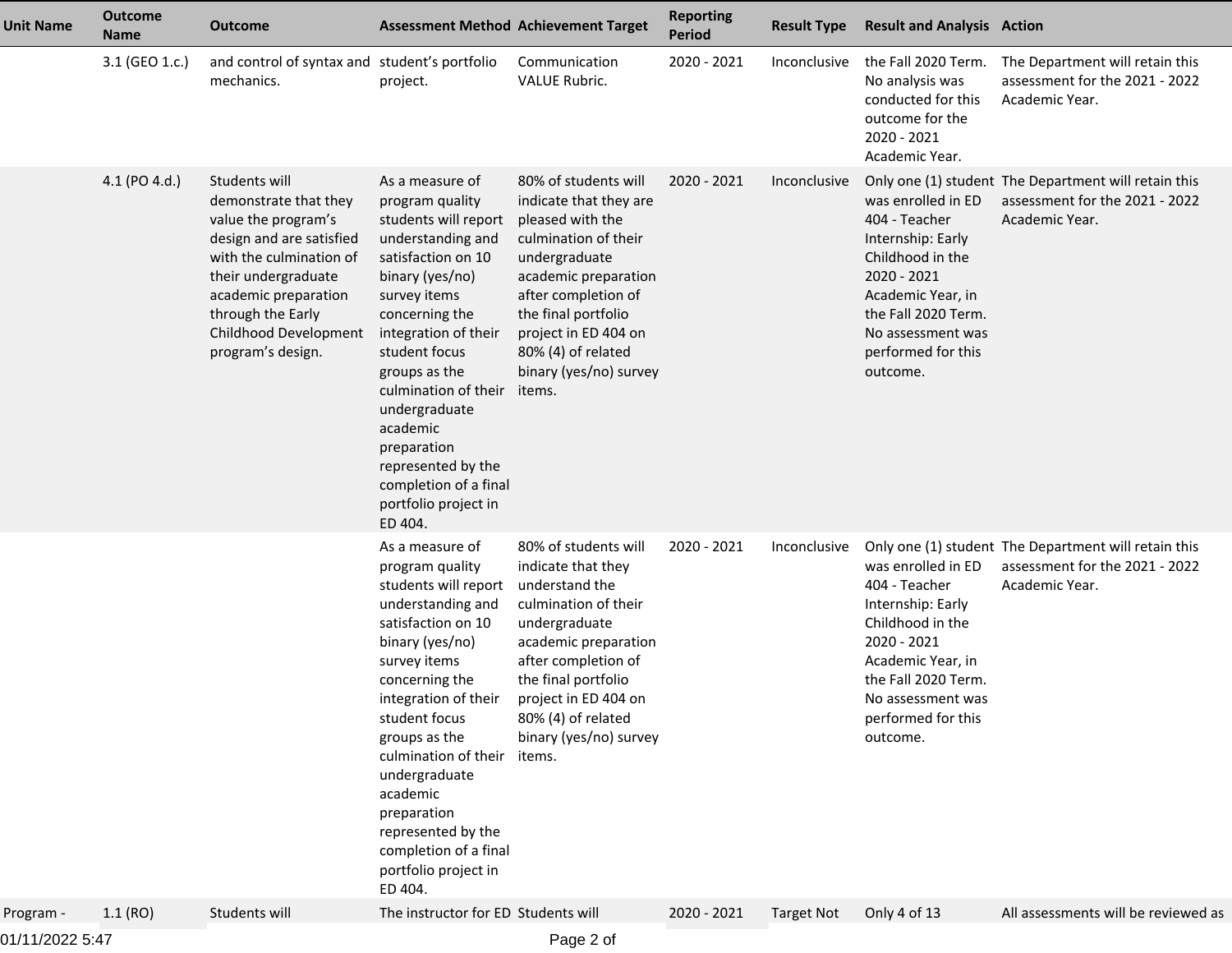| Unit Name | Outcome Name | Outcome | Assessment Method | Achievement Target | Reporting Period | Result Type | Result and Analysis | Action |
|---|---|---|---|---|---|---|---|---|
| | 3.1 (GEO 1.c.) | and control of syntax and mechanics. | student's portfolio project. | Communication VALUE Rubric. | 2020 - 2021 | Inconclusive | the Fall 2020 Term. No analysis was conducted for this outcome for the 2020 - 2021 Academic Year. | The Department will retain this assessment for the 2021 - 2022 Academic Year. |
| | 4.1 (PO 4.d.) | Students will demonstrate that they value the program's design and are satisfied with the culmination of their undergraduate academic preparation through the Early Childhood Development program's design. | As a measure of program quality students will report understanding and satisfaction on 10 binary (yes/no) survey items concerning the integration of their student focus groups as the culmination of their undergraduate academic preparation represented by the completion of a final portfolio project in ED 404. | 80% of students will indicate that they are pleased with the culmination of their undergraduate academic preparation after completion of the final portfolio project in ED 404 on 80% (4) of related binary (yes/no) survey items. | 2020 - 2021 | Inconclusive | Only one (1) student was enrolled in ED 404 - Teacher Internship: Early Childhood in the 2020 - 2021 Academic Year, in the Fall 2020 Term. No assessment was performed for this outcome. | The Department will retain this assessment for the 2021 - 2022 Academic Year. |
| | | | As a measure of program quality students will report understanding and satisfaction on 10 binary (yes/no) survey items concerning the integration of their student focus groups as the culmination of their undergraduate academic preparation represented by the completion of a final portfolio project in ED 404. | 80% of students will indicate that they understand the culmination of their undergraduate academic preparation after completion of the final portfolio project in ED 404 on 80% (4) of related binary (yes/no) survey items. | 2020 - 2021 | Inconclusive | Only one (1) student was enrolled in ED 404 - Teacher Internship: Early Childhood in the 2020 - 2021 Academic Year, in the Fall 2020 Term. No assessment was performed for this outcome. | The Department will retain this assessment for the 2021 - 2022 Academic Year. |
| Program - | 1.1 (RO) | Students will | The instructor for ED | Students will | 2020 - 2021 | Target Not | Only 4 of 13 | All assessments will be reviewed as |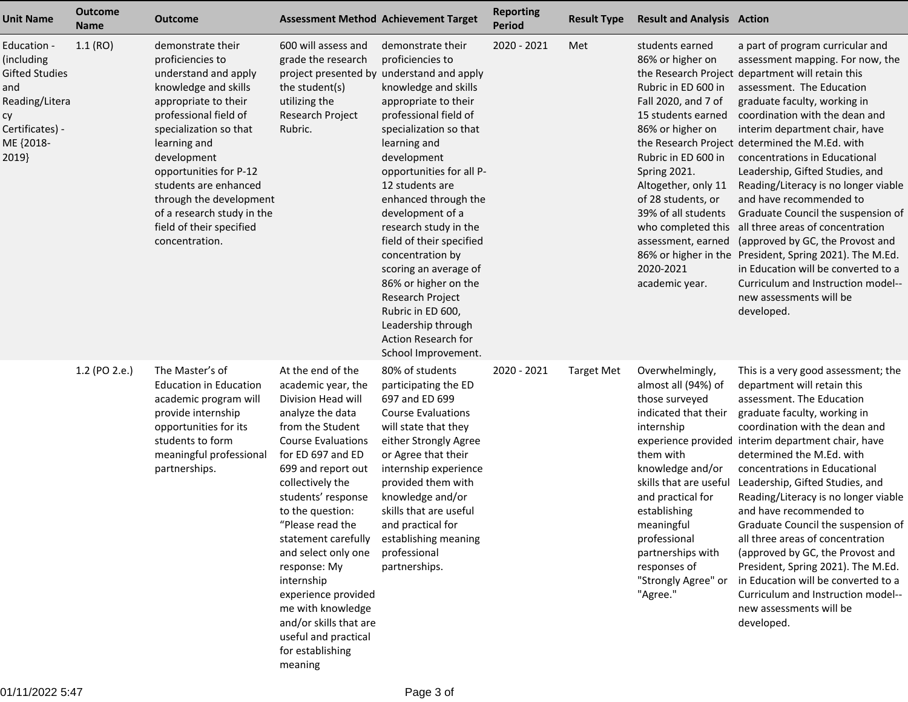| Unit Name | Outcome Name | Outcome | Assessment Method | Achievement Target | Reporting Period | Result Type | Result and Analysis | Action |
|---|---|---|---|---|---|---|---|---|
| Education - (including Gifted Studies and Reading/Literacy Certificates) - ME {2018-2019} | 1.1 (RO) | demonstrate their proficiencies to understand and apply knowledge and skills appropriate to their professional field of specialization so that learning and development opportunities for P-12 students are enhanced through the development of a research study in the field of their specified concentration. | 600 will assess and grade the research project presented by the student(s) utilizing the Research Project Rubric. | demonstrate their proficiencies to understand and apply knowledge and skills appropriate to their professional field of specialization so that learning and development opportunities for all P-12 students are enhanced through the development of a research study in the field of their specified concentration by scoring an average of 86% or higher on the Research Project Rubric in ED 600, Leadership through Action Research for School Improvement. | 2020 - 2021 | Met | students earned 86% or higher on the Research Project Rubric in ED 600 in Fall 2020, and 7 of 15 students earned 86% or higher on the Research Project Rubric in ED 600 in Spring 2021. Altogether, only 11 of 28 students, or 39% of all students who completed this assessment, earned 86% or higher in the 2020-2021 academic year. | a part of program curricular and assessment mapping. For now, the department will retain this assessment. The Education graduate faculty, working in coordination with the dean and interim department chair, have determined the M.Ed. with concentrations in Educational Leadership, Gifted Studies, and Reading/Literacy is no longer viable and have recommended to Graduate Council the suspension of all three areas of concentration (approved by GC, the Provost and President, Spring 2021). The M.Ed. in Education will be converted to a Curriculum and Instruction model--new assessments will be developed. |
| | 1.2 (PO 2.e.) | The Master's of Education in Education academic program will provide internship opportunities for its students to form meaningful professional partnerships. | At the end of the academic year, the Division Head will analyze the data from the Student Course Evaluations for ED 697 and ED 699 and report out collectively the students' response to the question: "Please read the statement carefully and select only one response: My internship experience provided me with knowledge and/or skills that are useful and practical for establishing meaning | 80% of students participating the ED 697 and ED 699 Course Evaluations will state that they either Strongly Agree or Agree that their internship experience provided them with knowledge and/or skills that are useful and practical for establishing meaning professional partnerships. | 2020 - 2021 | Target Met | Overwhelmingly, almost all (94%) of those surveyed indicated that their internship experience provided them with knowledge and/or skills that are useful and practical for establishing meaningful professional partnerships with responses of "Strongly Agree" or "Agree." | This is a very good assessment; the department will retain this assessment. The Education graduate faculty, working in coordination with the dean and interim department chair, have determined the M.Ed. with concentrations in Educational Leadership, Gifted Studies, and Reading/Literacy is no longer viable and have recommended to Graduate Council the suspension of all three areas of concentration (approved by GC, the Provost and President, Spring 2021). The M.Ed. in Education will be converted to a Curriculum and Instruction model--new assessments will be developed. |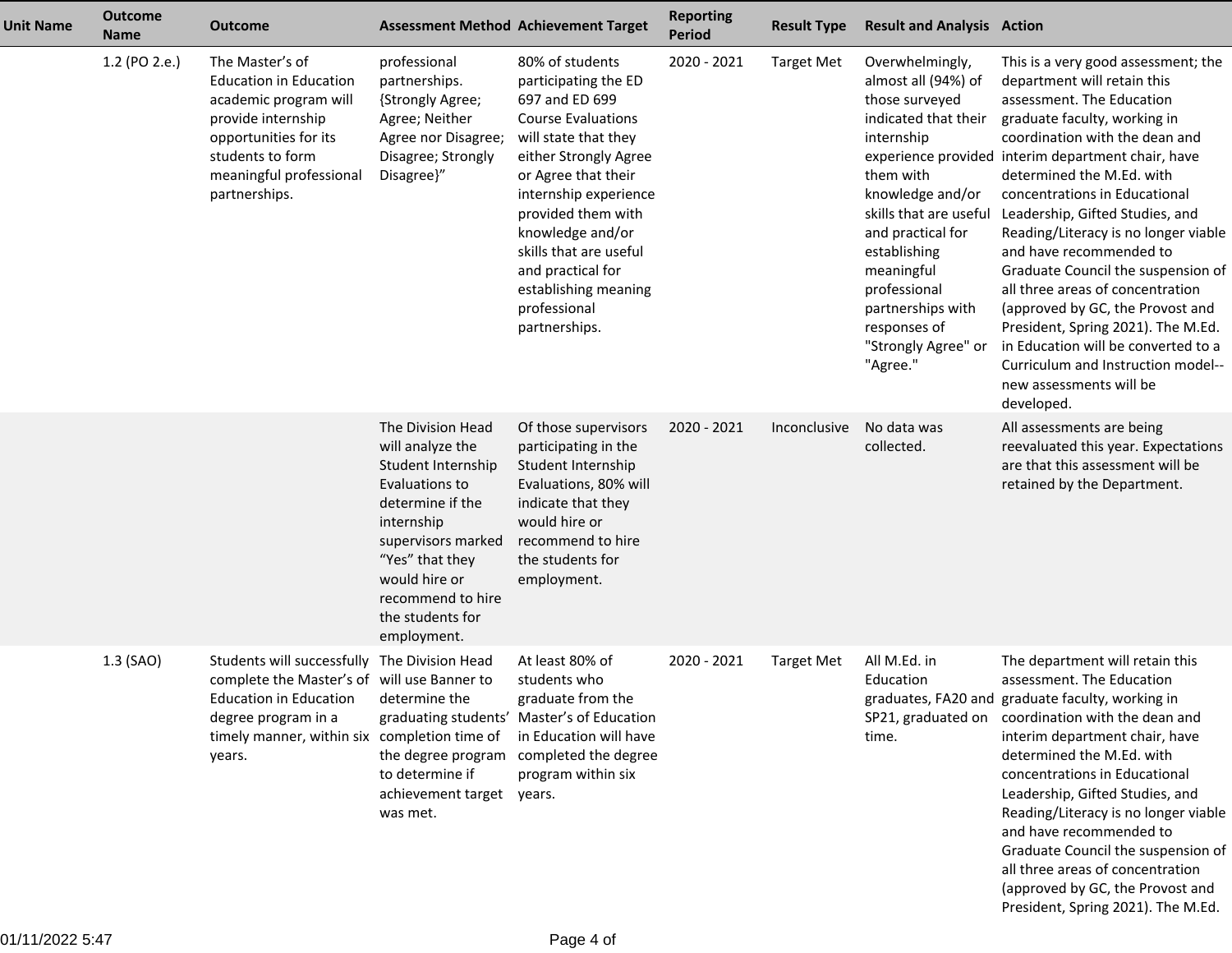| Unit Name | Outcome Name | Outcome | Assessment Method | Achievement Target | Reporting Period | Result Type | Result and Analysis | Action |
|---|---|---|---|---|---|---|---|---|
| | 1.2 (PO 2.e.) | The Master's of Education in Education academic program will provide internship opportunities for its students to form meaningful professional partnerships. | professional partnerships. {Strongly Agree; Agree; Neither Agree nor Disagree; Disagree; Strongly Disagree}" | 80% of students participating the ED 697 and ED 699 Course Evaluations will state that they either Strongly Agree or Agree that their internship experience provided them with knowledge and/or skills that are useful and practical for establishing meaning professional partnerships. | 2020 - 2021 | Target Met | Overwhelmingly, almost all (94%) of those surveyed indicated that their internship experience provided them with knowledge and/or skills that are useful and practical for establishing meaningful professional partnerships with responses of "Strongly Agree" or "Agree." | This is a very good assessment; the department will retain this assessment. The Education graduate faculty, working in coordination with the dean and interim department chair, have determined the M.Ed. with concentrations in Educational Leadership, Gifted Studies, and Reading/Literacy is no longer viable and have recommended to Graduate Council the suspension of all three areas of concentration (approved by GC, the Provost and President, Spring 2021). The M.Ed. in Education will be converted to a Curriculum and Instruction model--new assessments will be developed. |
| | | | The Division Head will analyze the Student Internship Evaluations to determine if the internship supervisors marked "Yes" that they would hire or recommend to hire the students for employment. | Of those supervisors participating in the Student Internship Evaluations, 80% will indicate that they would hire or recommend to hire the students for employment. | 2020 - 2021 | Inconclusive | No data was collected. | All assessments are being reevaluated this year. Expectations are that this assessment will be retained by the Department. |
| | 1.3 (SAO) | Students will successfully complete the Master's of Education in Education degree program in a timely manner, within six years. | The Division Head will use Banner to determine the graduating students' completion time of the degree program to determine if achievement target was met. | At least 80% of students who graduate from the Master's of Education in Education will have completed the degree program within six years. | 2020 - 2021 | Target Met | All M.Ed. in Education graduates, FA20 and SP21, graduated on time. | The department will retain this assessment. The Education graduate faculty, working in coordination with the dean and interim department chair, have determined the M.Ed. with concentrations in Educational Leadership, Gifted Studies, and Reading/Literacy is no longer viable and have recommended to Graduate Council the suspension of all three areas of concentration (approved by GC, the Provost and President, Spring 2021). The M.Ed. |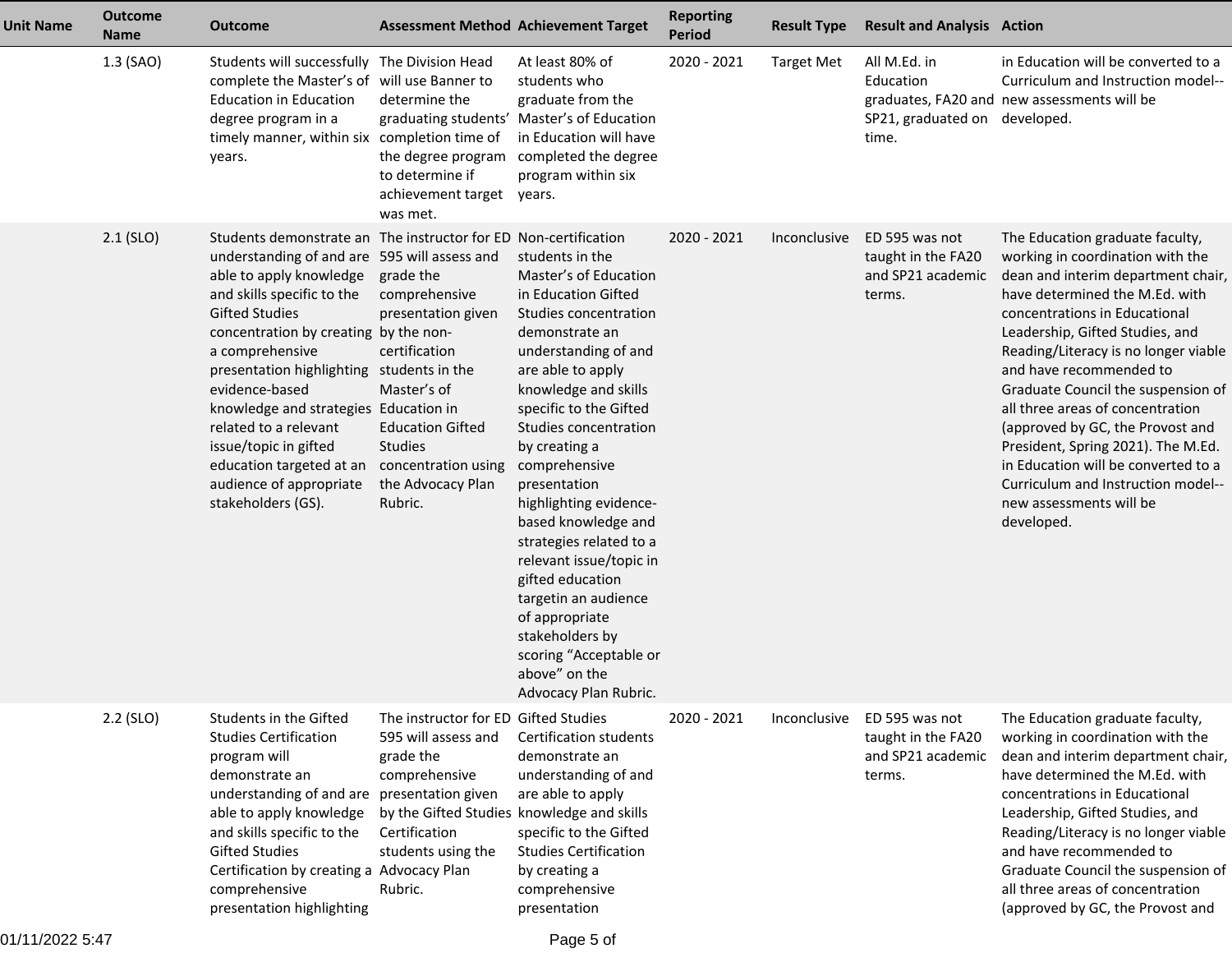| Unit Name | Outcome Name | Outcome | Assessment Method | Achievement Target | Reporting Period | Result Type | Result and Analysis | Action |
|---|---|---|---|---|---|---|---|---|
| | 1.3 (SAO) | Students will successfully complete the Master's of Education in Education degree program in a timely manner, within six years. | The Division Head will use Banner to determine the graduating students' completion time of the degree program to determine if achievement target was met. | At least 80% of students who graduate from the Master's of Education in Education will have completed the degree program within six years. | 2020 - 2021 | Target Met | All M.Ed. in Education graduates, FA20 and SP21, graduated on time. | in Education will be converted to a Curriculum and Instruction model--new assessments will be developed. |
| | 2.1 (SLO) | Students demonstrate an understanding of and are able to apply knowledge and skills specific to the Gifted Studies concentration by creating a comprehensive presentation highlighting evidence-based knowledge and strategies related to a relevant issue/topic in gifted education targeted at an audience of appropriate stakeholders (GS). | The instructor for ED 595 will assess and grade the comprehensive presentation given by the non-certification students in the Master's of Education in Education Gifted Studies concentration using the Advocacy Plan Rubric. | Non-certification students in the Master's of Education in Education Gifted Studies concentration demonstrate an understanding of and are able to apply knowledge and skills specific to the Gifted Studies concentration by creating a comprehensive presentation highlighting evidence-based knowledge and strategies related to a relevant issue/topic in gifted education targetin an audience of appropriate stakeholders by scoring "Acceptable or above" on the Advocacy Plan Rubric. | 2020 - 2021 | Inconclusive | ED 595 was not taught in the FA20 and SP21 academic terms. | The Education graduate faculty, working in coordination with the dean and interim department chair, have determined the M.Ed. with concentrations in Educational Leadership, Gifted Studies, and Reading/Literacy is no longer viable and have recommended to Graduate Council the suspension of all three areas of concentration (approved by GC, the Provost and President, Spring 2021). The M.Ed. in Education will be converted to a Curriculum and Instruction model--new assessments will be developed. |
| | 2.2 (SLO) | Students in the Gifted Studies Certification program will demonstrate an understanding of and are able to apply knowledge and skills specific to the Gifted Studies Certification by creating a comprehensive presentation highlighting | The instructor for ED 595 will assess and grade the comprehensive presentation given by the Gifted Studies Certification students using the Advocacy Plan Rubric. | Gifted Studies Certification students demonstrate an understanding of and are able to apply knowledge and skills specific to the Gifted Studies Certification by creating a comprehensive presentation | 2020 - 2021 | Inconclusive | ED 595 was not taught in the FA20 and SP21 academic terms. | The Education graduate faculty, working in coordination with the dean and interim department chair, have determined the M.Ed. with concentrations in Educational Leadership, Gifted Studies, and Reading/Literacy is no longer viable and have recommended to Graduate Council the suspension of all three areas of concentration (approved by GC, the Provost and |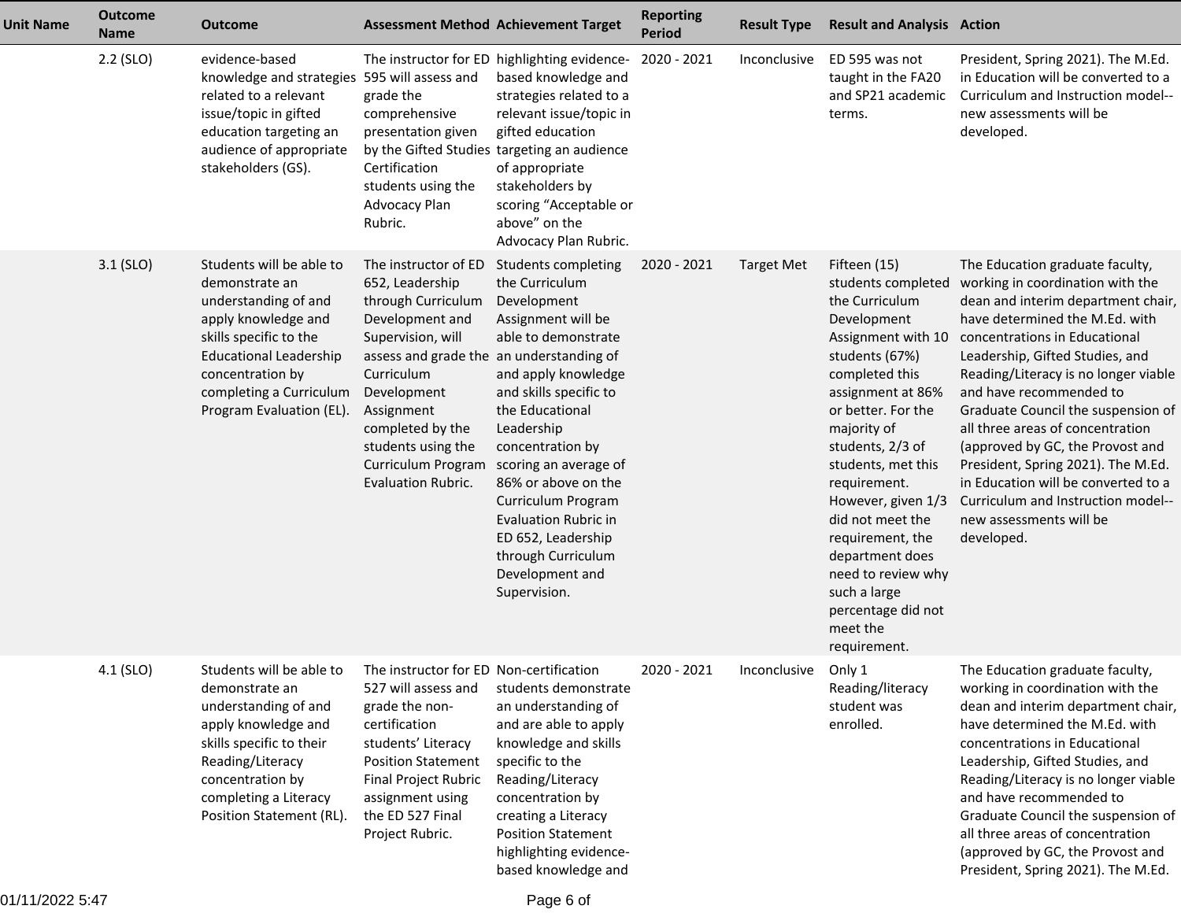| Unit Name | Outcome Name | Outcome | Assessment Method | Achievement Target | Reporting Period | Result Type | Result and Analysis | Action |
|---|---|---|---|---|---|---|---|---|
| | 2.2 (SLO) | evidence-based knowledge and strategies related to a relevant issue/topic in gifted education targeting an audience of appropriate stakeholders (GS). | The instructor for ED 595 will assess and grade the comprehensive presentation given by the Gifted Studies Certification students using the Advocacy Plan Rubric. | highlighting evidence-based knowledge and strategies related to a relevant issue/topic in gifted education targeting an audience of appropriate stakeholders by scoring "Acceptable or above" on the Advocacy Plan Rubric. | 2020 - 2021 | Inconclusive | ED 595 was not taught in the FA20 and SP21 academic terms. | President, Spring 2021). The M.Ed. in Education will be converted to a Curriculum and Instruction model--new assessments will be developed. |
| | 3.1 (SLO) | Students will be able to demonstrate an understanding of and apply knowledge and skills specific to the Educational Leadership concentration by completing a Curriculum Program Evaluation (EL). | The instructor of ED 652, Leadership through Curriculum Development and Supervision, will assess and grade the Curriculum Development Assignment completed by the students using the Curriculum Program Evaluation Rubric. | Students completing the Curriculum Development Assignment will be able to demonstrate an understanding of and apply knowledge and skills specific to the Educational Leadership concentration by scoring an average of 86% or above on the Curriculum Program Evaluation Rubric in ED 652, Leadership through Curriculum Development and Supervision. | 2020 - 2021 | Target Met | Fifteen (15) students completed the Curriculum Development Assignment with 10 students (67%) completed this assignment at 86% or better. For the majority of students, 2/3 of students, met this requirement. However, given 1/3 did not meet the requirement, the department does need to review why such a large percentage did not meet the requirement. | The Education graduate faculty, working in coordination with the dean and interim department chair, have determined the M.Ed. with concentrations in Educational Leadership, Gifted Studies, and Reading/Literacy is no longer viable and have recommended to Graduate Council the suspension of all three areas of concentration (approved by GC, the Provost and President, Spring 2021). The M.Ed. in Education will be converted to a Curriculum and Instruction model--new assessments will be developed. |
| | 4.1 (SLO) | Students will be able to demonstrate an understanding of and apply knowledge and skills specific to their Reading/Literacy concentration by completing a Literacy Position Statement (RL). | The instructor for ED 527 will assess and grade the non-certification students' Literacy Position Statement Final Project Rubric assignment using the ED 527 Final Project Rubric. | Non-certification students demonstrate an understanding of and are able to apply knowledge and skills specific to the Reading/Literacy concentration by creating a Literacy Position Statement highlighting evidence-based knowledge and | 2020 - 2021 | Inconclusive | Only 1 Reading/literacy student was enrolled. | The Education graduate faculty, working in coordination with the dean and interim department chair, have determined the M.Ed. with concentrations in Educational Leadership, Gifted Studies, and Reading/Literacy is no longer viable and have recommended to Graduate Council the suspension of all three areas of concentration (approved by GC, the Provost and President, Spring 2021). The M.Ed. |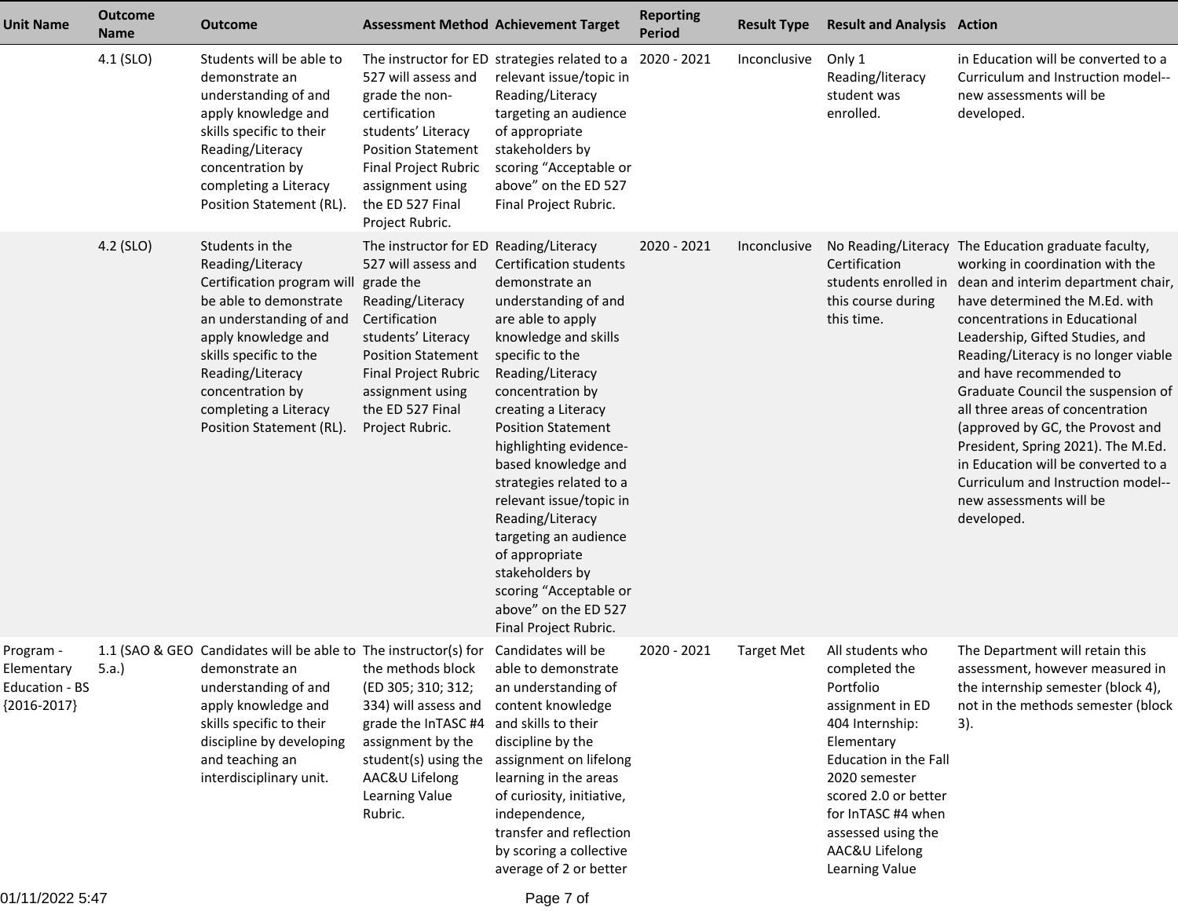| Unit Name | Outcome Name | Outcome | Assessment Method | Achievement Target | Reporting Period | Result Type | Result and Analysis | Action |
|---|---|---|---|---|---|---|---|---|
| | 4.1 (SLO) | Students will be able to demonstrate an understanding of and apply knowledge and skills specific to their Reading/Literacy concentration by completing a Literacy Position Statement (RL). | The instructor for ED 527 will assess and grade the non-certification students' Literacy Position Statement Final Project Rubric assignment using the ED 527 Final Project Rubric. | strategies related to a relevant issue/topic in Reading/Literacy targeting an audience of appropriate stakeholders by scoring "Acceptable or above" on the ED 527 Final Project Rubric. | 2020 - 2021 | Inconclusive | Only 1 Reading/literacy student was enrolled. | in Education will be converted to a Curriculum and Instruction model--new assessments will be developed. |
| | 4.2 (SLO) | Students in the Reading/Literacy Certification program will be able to demonstrate an understanding of and apply knowledge and skills specific to the Reading/Literacy concentration by completing a Literacy Position Statement (RL). | The instructor for ED 527 will assess and grade the Reading/Literacy Certification students' Literacy Position Statement Final Project Rubric assignment using the ED 527 Final Project Rubric. | Reading/Literacy Certification students demonstrate an understanding of and are able to apply knowledge and skills specific to the Reading/Literacy concentration by creating a Literacy Position Statement highlighting evidence-based knowledge and strategies related to a relevant issue/topic in Reading/Literacy targeting an audience of appropriate stakeholders by scoring "Acceptable or above" on the ED 527 Final Project Rubric. | 2020 - 2021 | Inconclusive | No Reading/Literacy Certification students enrolled in this course during this time. | The Education graduate faculty, working in coordination with the dean and interim department chair, have determined the M.Ed. with concentrations in Educational Leadership, Gifted Studies, and Reading/Literacy is no longer viable and have recommended to Graduate Council the suspension of all three areas of concentration (approved by GC, the Provost and President, Spring 2021). The M.Ed. in Education will be converted to a Curriculum and Instruction model--new assessments will be developed. |
| Program - Elementary Education - BS {2016-2017} | 1.1 (SAO & GEO 5.a.) | Candidates will be able to demonstrate an understanding of and apply knowledge and skills specific to their discipline by developing and teaching an interdisciplinary unit. | The instructor(s) for the methods block (ED 305; 310; 312; 334) will assess and grade the InTASC #4 assignment by the student(s) using the AAC&U Lifelong Learning Value Rubric. | Candidates will be able to demonstrate an understanding of content knowledge and skills to their discipline by the assignment on lifelong learning in the areas of curiosity, initiative, independence, transfer and reflection by scoring a collective average of 2 or better | 2020 - 2021 | Target Met | All students who completed the Portfolio assignment in ED 404 Internship: Elementary Education in the Fall 2020 semester scored 2.0 or better for InTASC #4 when assessed using the AAC&U Lifelong Learning Value | The Department will retain this assessment, however measured in the internship semester (block 4), not in the methods semester (block 3). |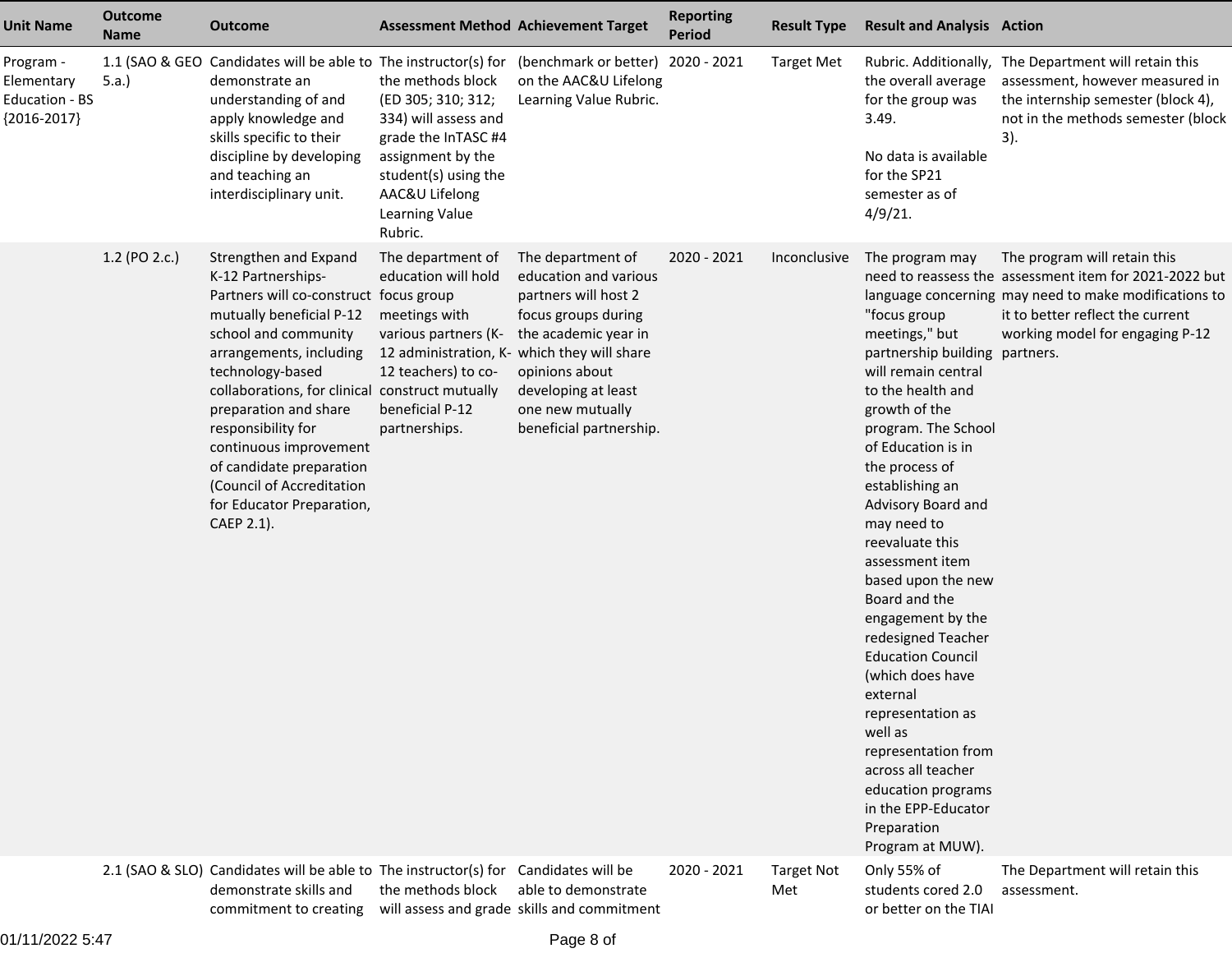| Unit Name | Outcome Name | Outcome | Assessment Method | Achievement Target | Reporting Period | Result Type | Result and Analysis | Action |
|---|---|---|---|---|---|---|---|---|
| Program - Elementary Education - BS {2016-2017} | 1.1 (SAO & GEO 5.a.) | Candidates will be able to demonstrate an understanding of and apply knowledge and skills specific to their discipline by developing and teaching an interdisciplinary unit. | The instructor(s) for the methods block (ED 305; 310; 312; 334) will assess and grade the InTASC #4 assignment by the student(s) using the AAC&U Lifelong Learning Value Rubric. | (benchmark or better) on the AAC&U Lifelong Learning Value Rubric. | 2020 - 2021 | Target Met | Rubric. Additionally, the overall average for the group was 3.49.<br><br>No data is available for the SP21 semester as of 4/9/21. | The Department will retain this assessment, however measured in the internship semester (block 4), not in the methods semester (block 3). |
| | 1.2 (PO 2.c.) | Strengthen and Expand K-12 Partnerships-Partners will co-construct mutually beneficial P-12 school and community arrangements, including technology-based collaborations, for clinical preparation and share responsibility for continuous improvement of candidate preparation (Council of Accreditation for Educator Preparation, CAEP 2.1). | The department of education will hold focus group meetings with various partners (K-12 administration, K-12 teachers) to co-construct mutually beneficial P-12 partnerships. | The department of education and various partners will host 2 focus groups during the academic year in which they will share opinions about developing at least one new mutually beneficial partnership. | 2020 - 2021 | Inconclusive | The program may need to reassess the language concerning "focus group meetings," but partnership building will remain central to the health and growth of the program. The School of Education is in the process of establishing an Advisory Board and may need to reevaluate this assessment item based upon the new Board and the engagement by the redesigned Teacher Education Council (which does have external representation as well as representation from across all teacher education programs in the EPP-Educator Preparation Program at MUW). | The program will retain this assessment item for 2021-2022 but may need to make modifications to it to better reflect the current working model for engaging P-12 partners. |
| | 2.1 (SAO & SLO) | Candidates will be able to demonstrate skills and commitment to creating | The instructor(s) for the methods block will assess and grade | Candidates will be able to demonstrate skills and commitment | 2020 - 2021 | Target Not Met | Only 55% of students cored 2.0 or better on the TIAI | The Department will retain this assessment. |

01/11/2022 5:47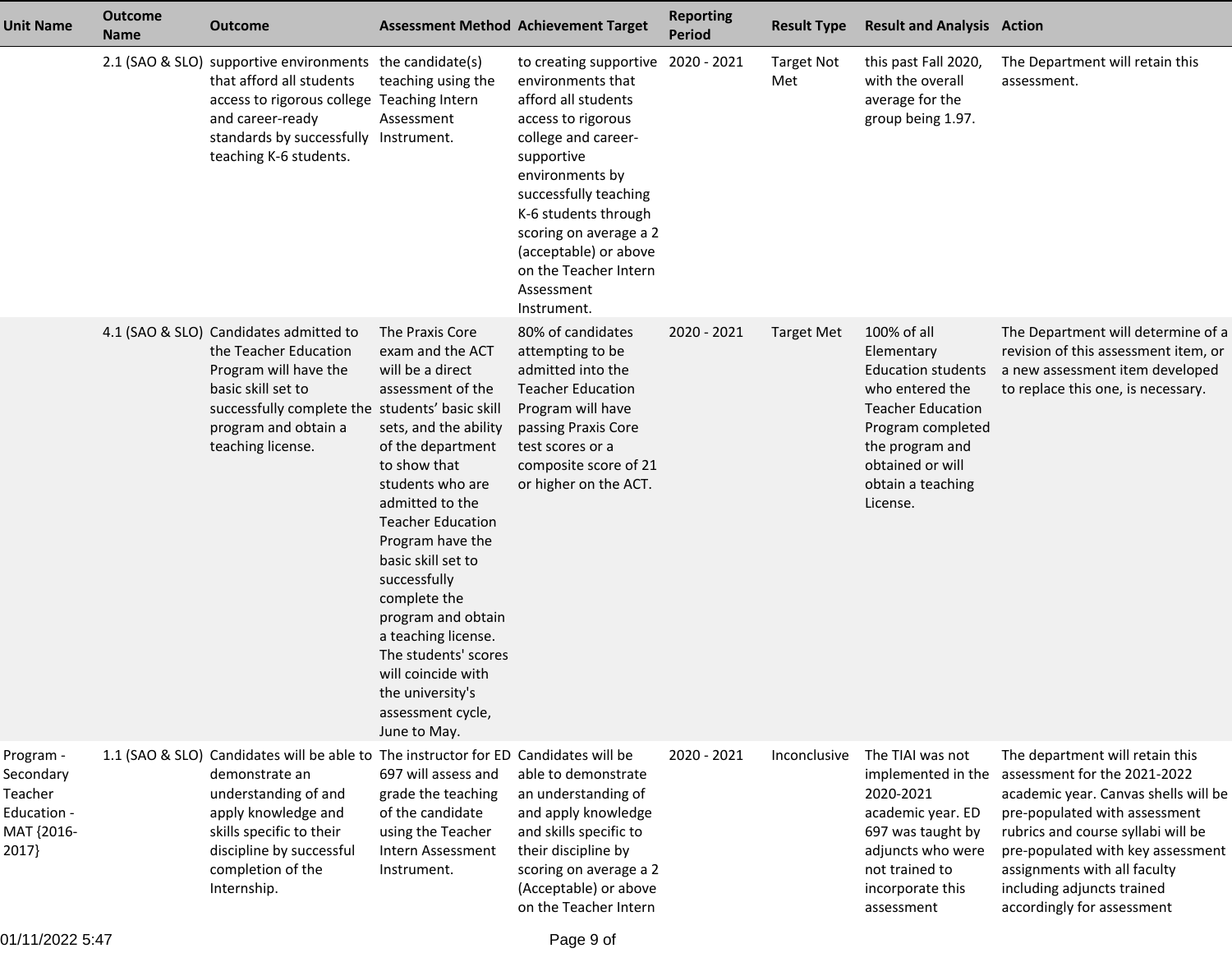| Unit Name | Outcome Name | Outcome | Assessment Method | Achievement Target | Reporting Period | Result Type | Result and Analysis | Action |
|---|---|---|---|---|---|---|---|---|
| | 2.1 (SAO & SLO) | supportive environments that afford all students access to rigorous college and career-ready standards by successfully teaching K-6 students. | the candidate(s) teaching using the Teaching Intern Assessment Instrument. | to creating supportive environments that afford all students access to rigorous college and career-supportive environments by successfully teaching K-6 students through scoring on average a 2 (acceptable) or above on the Teacher Intern Assessment Instrument. | 2020 - 2021 | Target Not Met | this past Fall 2020, with the overall average for the group being 1.97. | The Department will retain this assessment. |
| | 4.1 (SAO & SLO) | Candidates admitted to the Teacher Education Program will have the basic skill set to successfully complete the program and obtain a teaching license. | The Praxis Core exam and the ACT will be a direct assessment of the students' basic skill sets, and the ability of the department to show that students who are admitted to the Teacher Education Program have the basic skill set to successfully complete the program and obtain a teaching license. The students' scores will coincide with the university's assessment cycle, June to May. | 80% of candidates attempting to be admitted into the Teacher Education Program will have passing Praxis Core test scores or a composite score of 21 or higher on the ACT. | 2020 - 2021 | Target Met | 100% of all Elementary Education students who entered the Teacher Education Program completed the program and obtained or will obtain a teaching License. | The Department will determine of a revision of this assessment item, or a new assessment item developed to replace this one, is necessary. |
| Program - Secondary Teacher Education - MAT {2016-2017} | 1.1 (SAO & SLO) | Candidates will be able to demonstrate an understanding of and apply knowledge and skills specific to their discipline by successful completion of the Internship. | The instructor for ED 697 will assess and grade the teaching of the candidate using the Teacher Intern Assessment Instrument. | Candidates will be able to demonstrate an understanding of and apply knowledge and skills specific to their discipline by scoring on average a 2 (Acceptable) or above on the Teacher Intern | 2020 - 2021 | Inconclusive | The TIAI was not implemented in the 2020-2021 academic year. ED 697 was taught by adjuncts who were not trained to incorporate this assessment | The department will retain this assessment for the 2021-2022 academic year. Canvas shells will be pre-populated with assessment rubrics and course syllabi will be pre-populated with key assessment assignments with all faculty including adjuncts trained accordingly for assessment |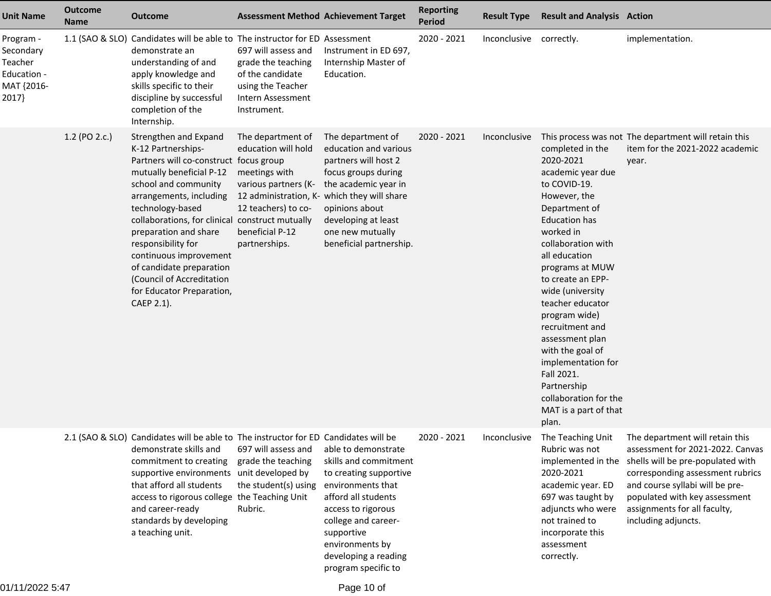| Unit Name | Outcome Name | Outcome | Assessment Method | Achievement Target | Reporting Period | Result Type | Result and Analysis | Action |
|---|---|---|---|---|---|---|---|---|
| Program - Secondary Teacher Education - MAT {2016-2017} | 1.1 (SAO & SLO) | Candidates will be able to demonstrate an understanding of and apply knowledge and skills specific to their discipline by successful completion of the Internship. | The instructor for ED 697 will assess and grade the teaching of the candidate using the Teacher Intern Assessment Instrument. | Assessment Instrument in ED 697, Internship Master of Education. | 2020 - 2021 | Inconclusive | correctly. | implementation. |
| | 1.2 (PO 2.c.) | Strengthen and Expand K-12 Partnerships-Partners will co-construct mutually beneficial P-12 school and community arrangements, including technology-based collaborations, for clinical preparation and share responsibility for continuous improvement of candidate preparation (Council of Accreditation for Educator Preparation, CAEP 2.1). | The department of education will hold focus group meetings with various partners (K-12 administration, K-12 teachers) to co-construct mutually beneficial P-12 partnerships. | The department of education and various partners will host 2 focus groups during the academic year in which they will share opinions about developing at least one new mutually beneficial partnership. | 2020 - 2021 | Inconclusive | This process was not completed in the 2020-2021 academic year due to COVID-19. However, the Department of Education has worked in collaboration with all education programs at MUW to create an EPP-wide (university teacher educator program wide) recruitment and assessment plan with the goal of implementation for Fall 2021. Partnership collaboration for the MAT is a part of that plan. | The department will retain this item for the 2021-2022 academic year. |
| | 2.1 (SAO & SLO) | Candidates will be able to demonstrate skills and commitment to creating supportive environments that afford all students access to rigorous college and career-ready standards by developing a teaching unit. | The instructor for ED 697 will assess and grade the teaching unit developed by the student(s) using the Teaching Unit Rubric. | Candidates will be able to demonstrate skills and commitment to creating supportive environments that afford all students access to rigorous college and career-supportive environments by developing a reading program specific to | 2020 - 2021 | Inconclusive | The Teaching Unit Rubric was not implemented in the 2020-2021 academic year. ED 697 was taught by adjuncts who were not trained to incorporate this assessment correctly. | The department will retain this assessment for 2021-2022. Canvas shells will be pre-populated with corresponding assessment rubrics and course syllabi will be pre-populated with key assessment assignments for all faculty, including adjuncts. |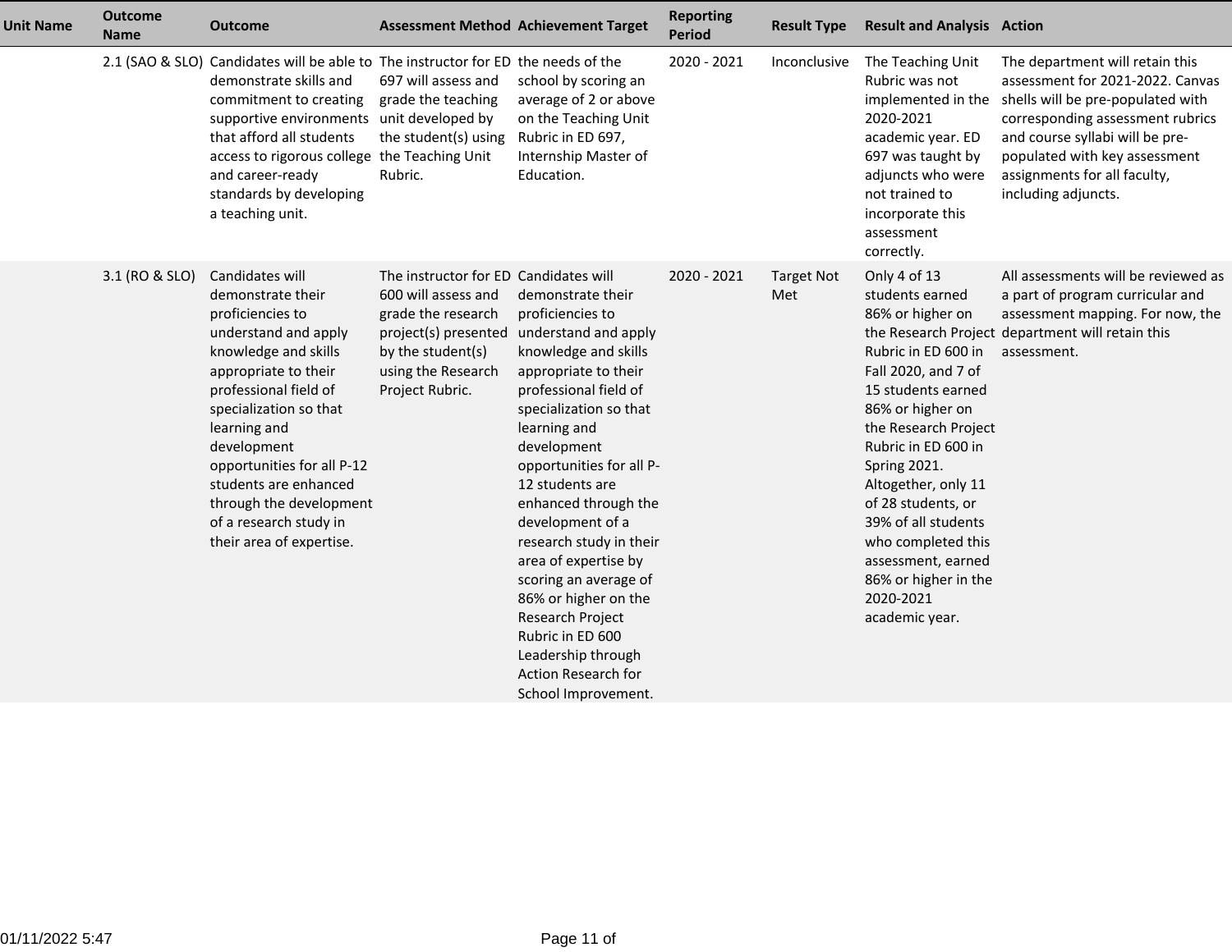| Unit Name | Outcome Name | Outcome | Assessment Method | Achievement Target | Reporting Period | Result Type | Result and Analysis | Action |
|---|---|---|---|---|---|---|---|---|
| | 2.1 (SAO & SLO) | Candidates will be able to demonstrate skills and commitment to creating supportive environments that afford all students access to rigorous college and career-ready standards by developing a teaching unit. | The instructor for ED 697 will assess and grade the teaching unit developed by the student(s) using the Teaching Unit Rubric. | the needs of the school by scoring an average of 2 or above on the Teaching Unit Rubric in ED 697, Internship Master of Education. | 2020 - 2021 | Inconclusive | The Teaching Unit Rubric was not implemented in the 2020-2021 academic year. ED 697 was taught by adjuncts who were not trained to incorporate this assessment correctly. | The department will retain this assessment for 2021-2022. Canvas shells will be pre-populated with corresponding assessment rubrics and course syllabi will be pre-populated with key assessment assignments for all faculty, including adjuncts. |
| | 3.1 (RO & SLO) | Candidates will demonstrate their proficiencies to understand and apply knowledge and skills appropriate to their professional field of specialization so that learning and development opportunities for all P-12 students are enhanced through the development of a research study in their area of expertise. | The instructor for ED 600 will assess and grade the research project(s) presented by the student(s) using the Research Project Rubric. | Candidates will demonstrate their proficiencies to understand and apply knowledge and skills appropriate to their professional field of specialization so that learning and development opportunities for all P-12 students are enhanced through the development of a research study in their area of expertise by scoring an average of 86% or higher on the Research Project Rubric in ED 600 Leadership through Action Research for School Improvement. | 2020 - 2021 | Target Not Met | Only 4 of 13 students earned 86% or higher on the Research Project Rubric in ED 600 in Fall 2020, and 7 of 15 students earned 86% or higher on the Research Project Rubric in ED 600 in Spring 2021. Altogether, only 11 of 28 students, or 39% of all students who completed this assessment, earned 86% or higher in the 2020-2021 academic year. | All assessments will be reviewed as a part of program curricular and assessment mapping. For now, the department will retain this assessment. |